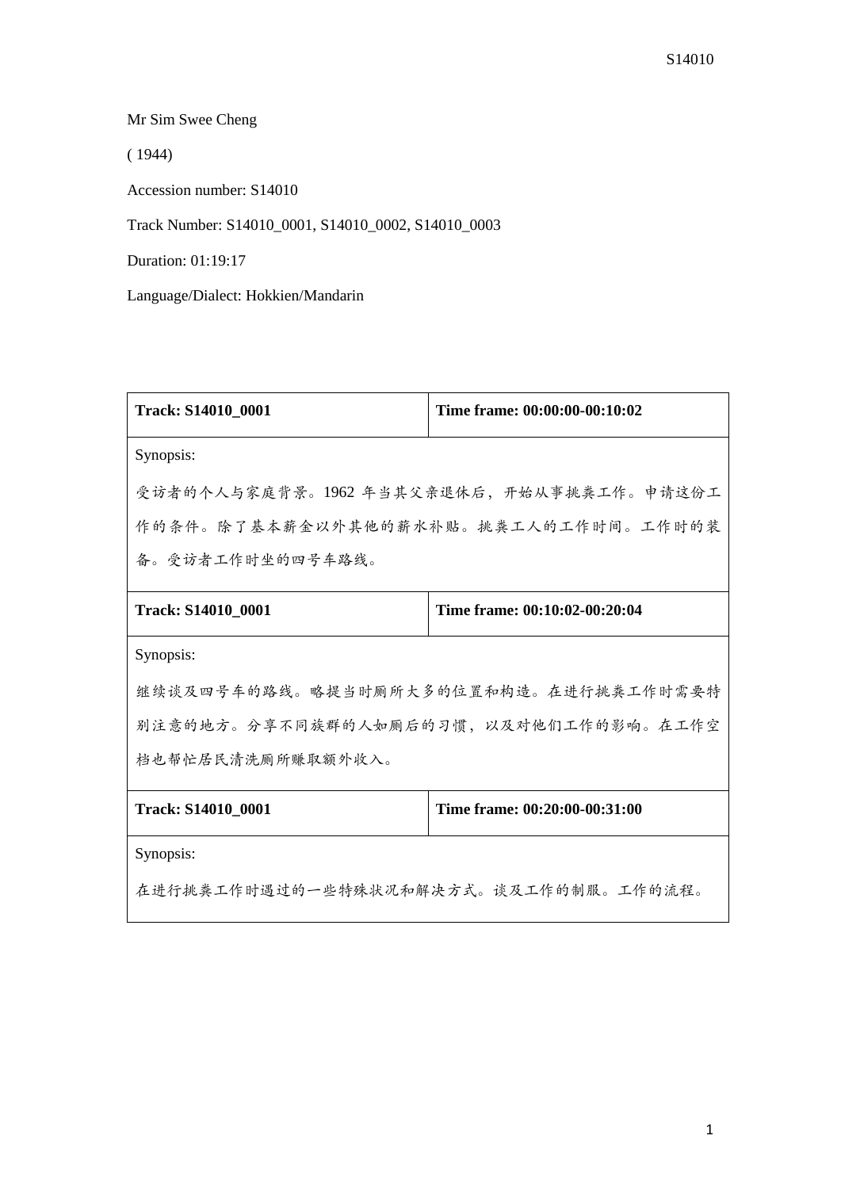Mr Sim Swee Cheng

( 1944)

Accession number: S14010

Track Number: S14010_0001, S14010_0002, S14010_0003

Duration: 01:19:17

Language/Dialect: Hokkien/Mandarin

| **Track: S14010_0001** | **Time frame: 00:00:00-00:10:02** |
|---|---|
| Synopsis:<br>受访者的个人与家庭背景。1962 年当其父亲退休后，开始从事挑粪工作。申请这份工作的条件。除了基本薪金以外其他的薪水补贴。挑粪工人的工作时间。工作时的装备。受访者工作时坐的四号车路线。 | |
| **Track: S14010_0001** | **Time frame: 00:10:02-00:20:04** |
| Synopsis:<br>继续谈及四号车的路线。略提当时厕所大多的位置和构造。在进行挑粪工作时需要特别注意的地方。分享不同族群的人如厕后的习惯，以及对他们工作的影响。在工作空档也帮忙居民清洗厕所赚取额外收入。 | |
| **Track: S14010_0001** | **Time frame: 00:20:00-00:31:00** |
| Synopsis:<br>在进行挑粪工作时遇过的一些特殊状况和解决方式。谈及工作的制服。工作的流程。 | |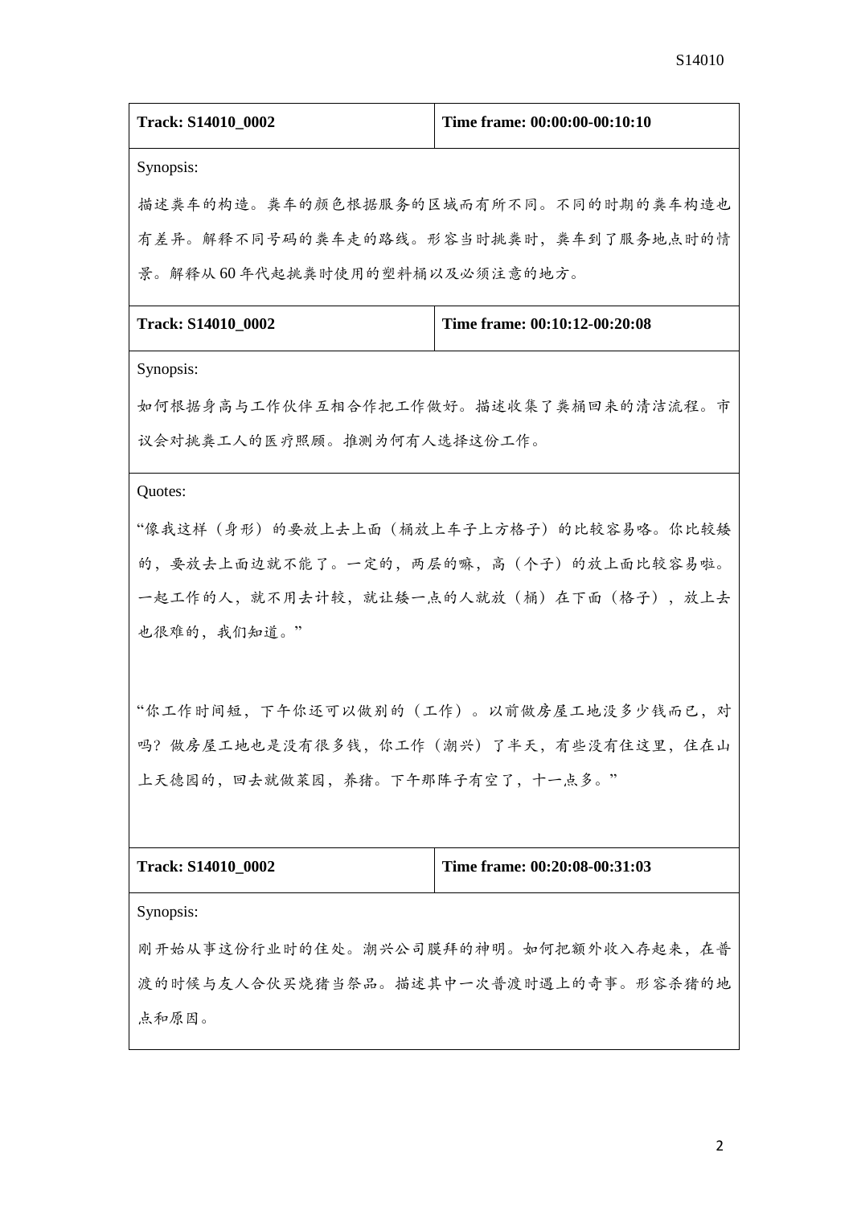| Track: S14010_0002 | Time frame: 00:00:00-00:10:10 |
| --- | --- |
| Synopsis:<br>描述粪车的构造。粪车的颜色根据服务的区域而有所不同。不同的时期的粪车构造也有差异。解释不同号码的粪车走的路线。形容当时挑粪时，粪车到了服务地点时的情景。解释从 60 年代起挑粪时使用的塑料桶以及必须注意的地方。 | |

| Track: S14010_0002 | Time frame: 00:10:12-00:20:08 |
| --- | --- |
| Synopsis:<br>如何根据身高与工作伙伴互相合作把工作做好。描述收集了粪桶回来的清洁流程。市议会对挑粪工人的医疗照顾。推测为何有人选择这份工作。 | |
| Quotes:<br>“像我这样（身形）的要放上去上面（桶放上车子上方格子）的比较容易咯。你比较矮的，要放去上面边就不能了。一定的，两层的嘛，高（个子）的放上面比较容易啦。一起工作的人，就不用去计较，就让矮一点的人就放（桶）在下面（格子），放上去也很难的，我们知道。”<br><br>“你工作时间短，下午你还可以做别的（工作）。以前做房屋工地没多少钱而已，对吗？做房屋工地也是没有很多钱，你工作（潮兴）了半天，有些没有住这里，住在山上天德园的，回去就做菜园，养猪。下午那阵子有空了，十一点多。” | |

| Track: S14010_0002 | Time frame: 00:20:08-00:31:03 |
| --- | --- |
| Synopsis:<br>刚开始从事这份行业时的住处。潮兴公司膜拜的神明。如何把额外收入存起来，在普渡的时候与友人合伙买烧猪当祭品。描述其中一次普渡时遇上的奇事。形容杀猪的地点和原因。 | |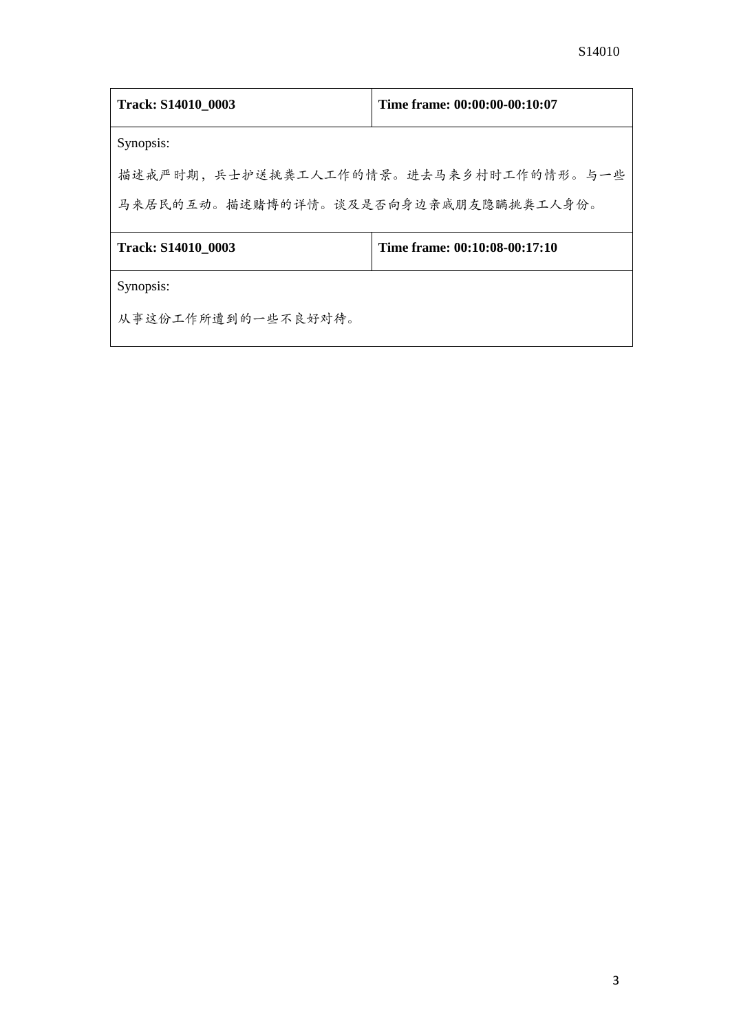| **Track: S14010_0003** | **Time frame: 00:00:00-00:10:07** |
| --- | --- |
| Synopsis:<br>描述戒严时期，兵士护送挑粪工人工作的情景。进去马来乡村时工作的情形。与一些马来居民的互动。描述赌博的详情。谈及是否向身边亲戚朋友隐瞒挑粪工人身份。 | |
| **Track: S14010_0003** | **Time frame: 00:10:08-00:17:10** |
| Synopsis:<br>从事这份工作所遭到的一些不良好对待。 | |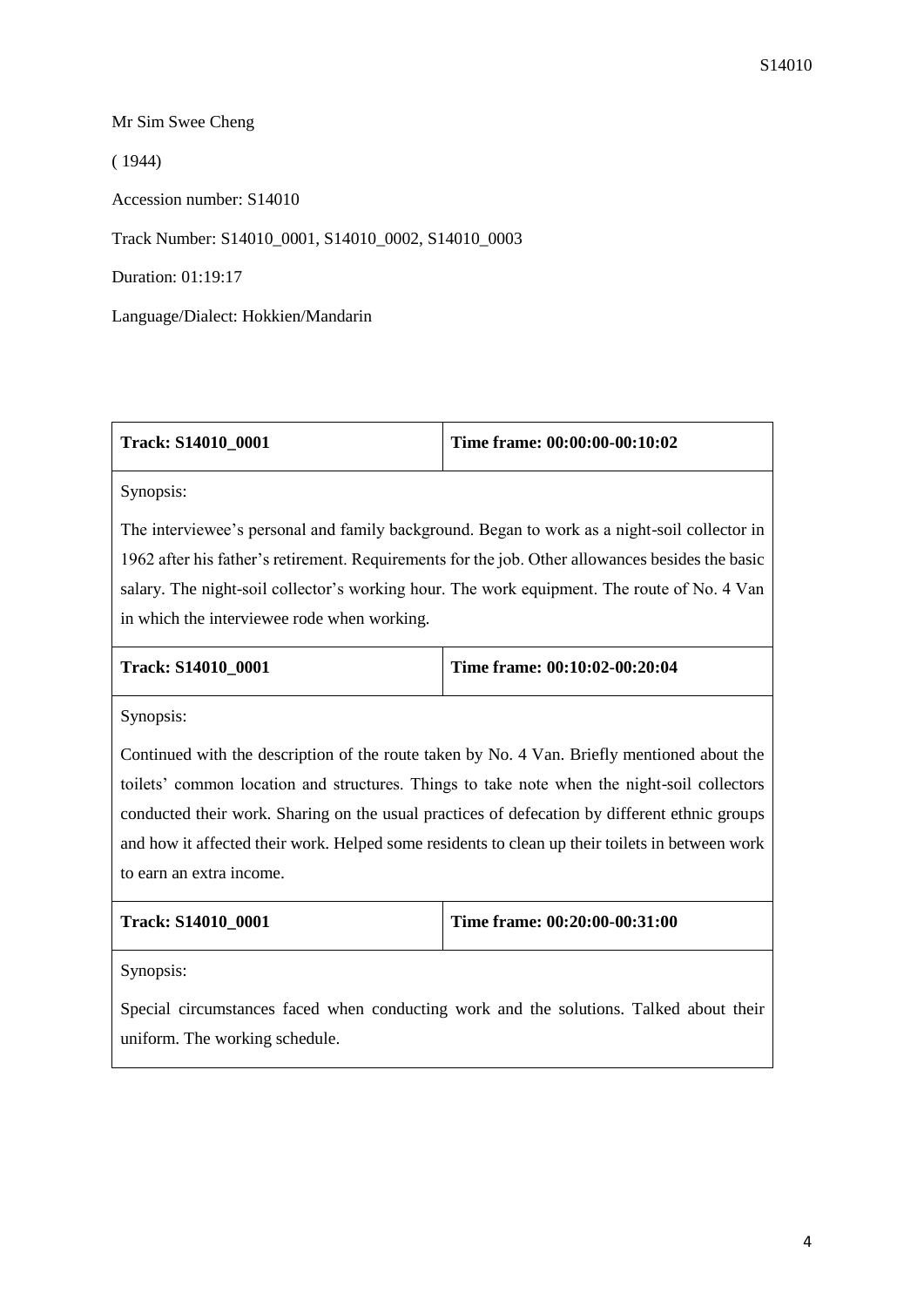Mr Sim Swee Cheng

( 1944)

Accession number: S14010

Track Number: S14010_0001, S14010_0002, S14010_0003

Duration: 01:19:17

Language/Dialect: Hokkien/Mandarin

| **Track: S14010_0001** | **Time frame: 00:00:00-00:10:02** |
|---|---|
| Synopsis: The interviewee's personal and family background. Began to work as a night-soil collector in 1962 after his father's retirement. Requirements for the job. Other allowances besides the basic salary. The night-soil collector's working hour. The work equipment. The route of No. 4 Van in which the interviewee rode when working. | |

| **Track: S14010_0001** | **Time frame: 00:10:02-00:20:04** |
|---|---|
| Synopsis: Continued with the description of the route taken by No. 4 Van. Briefly mentioned about the toilets' common location and structures. Things to take note when the night-soil collectors conducted their work. Sharing on the usual practices of defecation by different ethnic groups and how it affected their work. Helped some residents to clean up their toilets in between work to earn an extra income. | |

| **Track: S14010_0001** | **Time frame: 00:20:00-00:31:00** |
|---|---|
| Synopsis: Special circumstances faced when conducting work and the solutions. Talked about their uniform. The working schedule. | |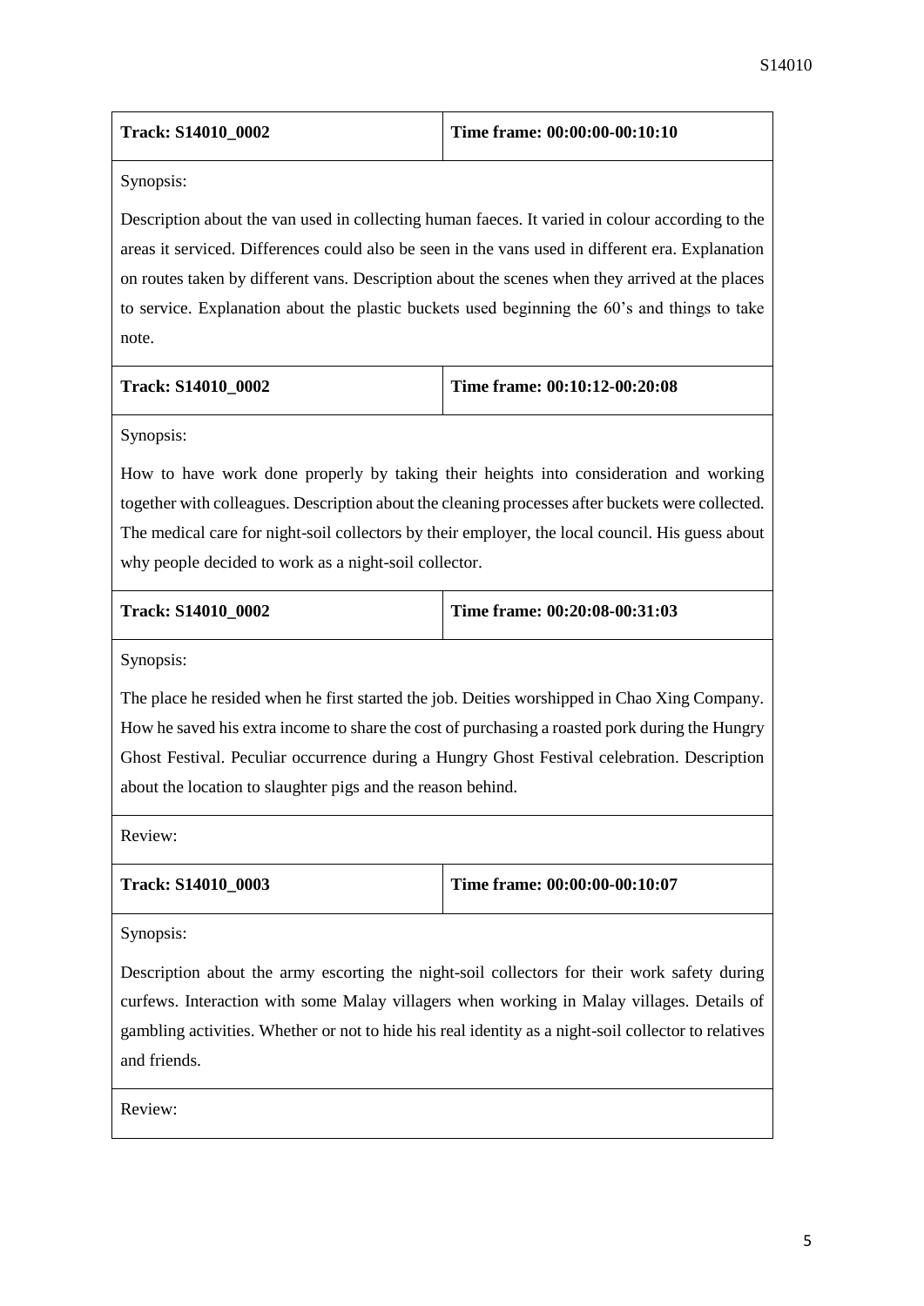| **Track: S14010_0002** | **Time frame: 00:00:00-00:10:10** |
|---|---|
| Synopsis: | |
| Description about the van used in collecting human faeces. It varied in colour according to the areas it serviced. Differences could also be seen in the vans used in different era. Explanation on routes taken by different vans. Description about the scenes when they arrived at the places to service. Explanation about the plastic buckets used beginning the 60's and things to take note. | |
| **Track: S14010_0002** | **Time frame: 00:10:12-00:20:08** |
| Synopsis: | |
| How to have work done properly by taking their heights into consideration and working together with colleagues. Description about the cleaning processes after buckets were collected. The medical care for night-soil collectors by their employer, the local council. His guess about why people decided to work as a night-soil collector. | |
| **Track: S14010_0002** | **Time frame: 00:20:08-00:31:03** |
| Synopsis: | |
| The place he resided when he first started the job. Deities worshipped in Chao Xing Company. How he saved his extra income to share the cost of purchasing a roasted pork during the Hungry Ghost Festival. Peculiar occurrence during a Hungry Ghost Festival celebration. Description about the location to slaughter pigs and the reason behind. | |
| Review: | |
| **Track: S14010_0003** | **Time frame: 00:00:00-00:10:07** |
| Synopsis: | |
| Description about the army escorting the night-soil collectors for their work safety during curfews. Interaction with some Malay villagers when working in Malay villages. Details of gambling activities. Whether or not to hide his real identity as a night-soil collector to relatives and friends. | |
| Review: | |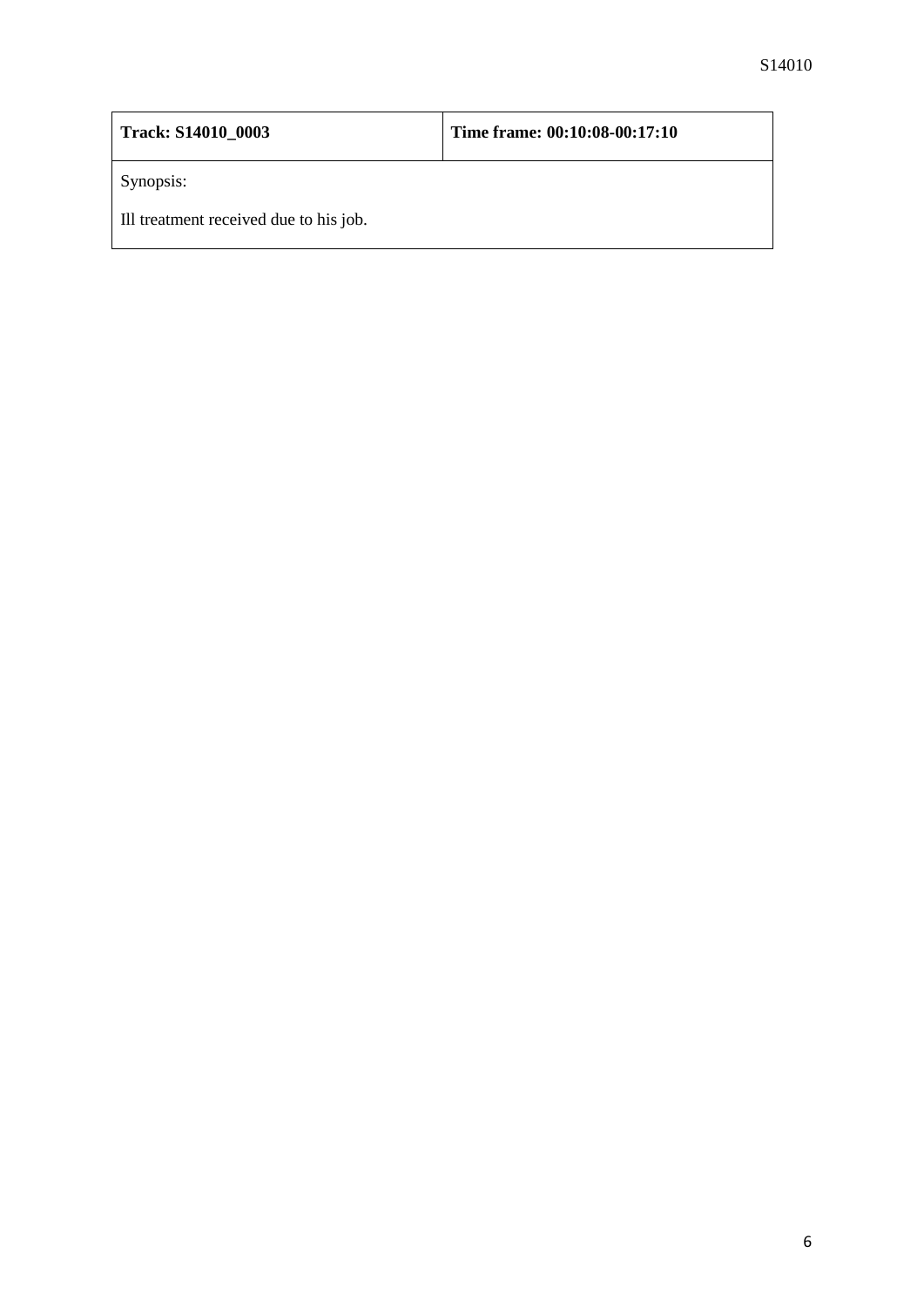| Track: S14010_0003 | Time frame: 00:10:08-00:17:10 |
| --- | --- |
| Synopsis:<br><br>Ill treatment received due to his job. | |